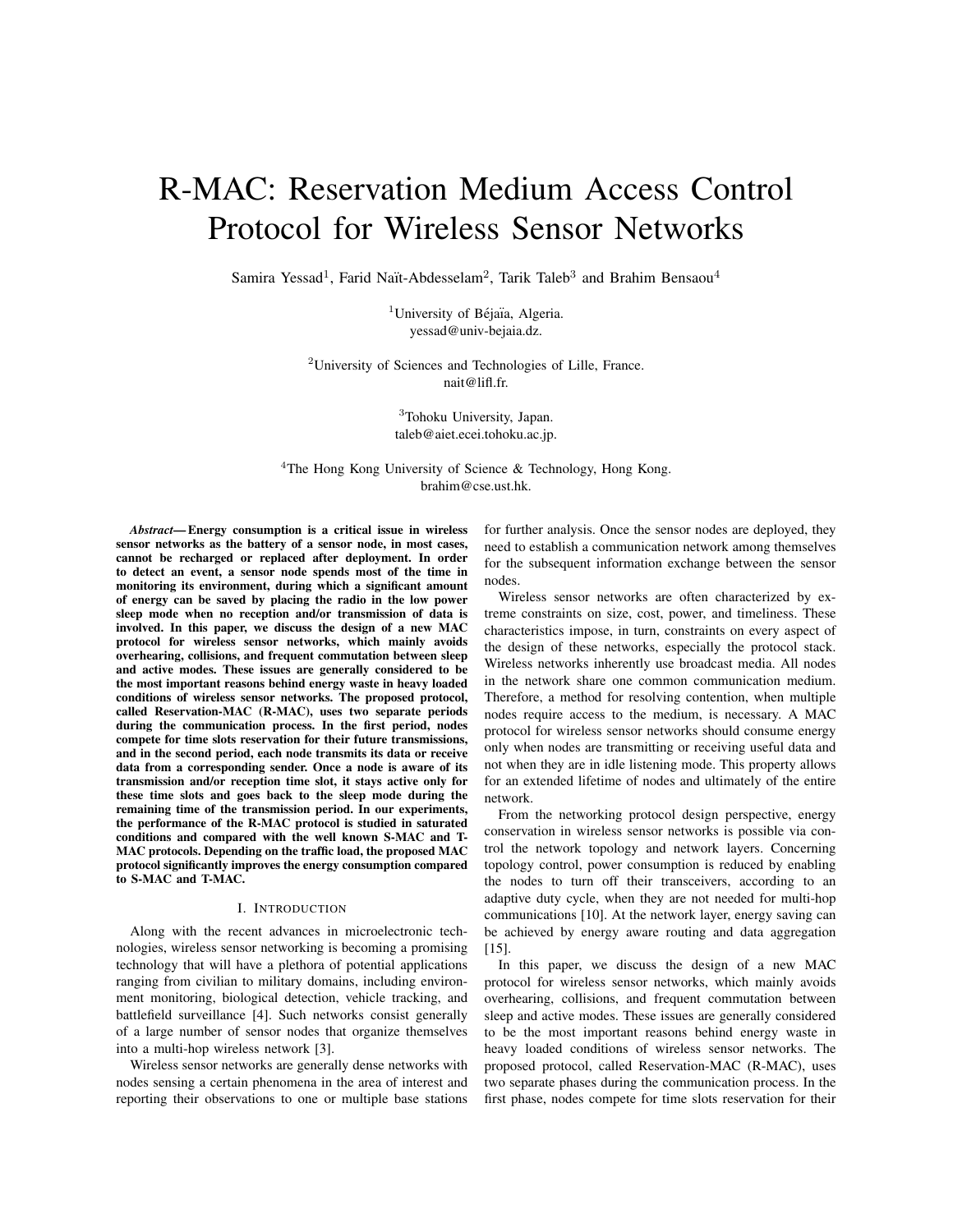# R-MAC: Reservation Medium Access Control Protocol for Wireless Sensor Networks

Samira Yessad[1], Farid Naït-Abdesselam[2], Tarik Taleb[3] and Brahim Bensaou[4]

[1]University of Béjaïa, Algeria.
yessad@univ-bejaia.dz.

[2]University of Sciences and Technologies of Lille, France.
nait@lifl.fr.

[3]Tohoku University, Japan.
taleb@aiet.ecei.tohoku.ac.jp.

[4]The Hong Kong University of Science & Technology, Hong Kong.
brahim@cse.ust.hk.

***Abstract*— Energy consumption is a critical issue in wireless sensor networks as the battery of a sensor node, in most cases, cannot be recharged or replaced after deployment. In order to detect an event, a sensor node spends most of the time in monitoring its environment, during which a significant amount of energy can be saved by placing the radio in the low power sleep mode when no reception and/or transmission of data is involved. In this paper, we discuss the design of a new MAC protocol for wireless sensor networks, which mainly avoids overhearing, collisions, and frequent commutation between sleep and active modes. These issues are generally considered to be the most important reasons behind energy waste in heavy loaded conditions of wireless sensor networks. The proposed protocol, called Reservation-MAC (R-MAC), uses two separate periods during the communication process. In the first period, nodes compete for time slots reservation for their future transmissions, and in the second period, each node transmits its data or receive data from a corresponding sender. Once a node is aware of its transmission and/or reception time slot, it stays active only for these time slots and goes back to the sleep mode during the remaining time of the transmission period. In our experiments, the performance of the R-MAC protocol is studied in saturated conditions and compared with the well known S-MAC and T-MAC protocols. Depending on the traffic load, the proposed MAC protocol significantly improves the energy consumption compared to S-MAC and T-MAC.**

## I. Introduction

Along with the recent advances in microelectronic technologies, wireless sensor networking is becoming a promising technology that will have a plethora of potential applications ranging from civilian to military domains, including environment monitoring, biological detection, vehicle tracking, and battlefield surveillance [4]. Such networks consist generally of a large number of sensor nodes that organize themselves into a multi-hop wireless network [3].

Wireless sensor networks are generally dense networks with nodes sensing a certain phenomena in the area of interest and reporting their observations to one or multiple base stations for further analysis. Once the sensor nodes are deployed, they need to establish a communication network among themselves for the subsequent information exchange between the sensor nodes.

Wireless sensor networks are often characterized by extreme constraints on size, cost, power, and timeliness. These characteristics impose, in turn, constraints on every aspect of the design of these networks, especially the protocol stack. Wireless networks inherently use broadcast media. All nodes in the network share one common communication medium. Therefore, a method for resolving contention, when multiple nodes require access to the medium, is necessary. A MAC protocol for wireless sensor networks should consume energy only when nodes are transmitting or receiving useful data and not when they are in idle listening mode. This property allows for an extended lifetime of nodes and ultimately of the entire network.

From the networking protocol design perspective, energy conservation in wireless sensor networks is possible via control the network topology and network layers. Concerning topology control, power consumption is reduced by enabling the nodes to turn off their transceivers, according to an adaptive duty cycle, when they are not needed for multi-hop communications [10]. At the network layer, energy saving can be achieved by energy aware routing and data aggregation [15].

In this paper, we discuss the design of a new MAC protocol for wireless sensor networks, which mainly avoids overhearing, collisions, and frequent commutation between sleep and active modes. These issues are generally considered to be the most important reasons behind energy waste in heavy loaded conditions of wireless sensor networks. The proposed protocol, called Reservation-MAC (R-MAC), uses two separate phases during the communication process. In the first phase, nodes compete for time slots reservation for their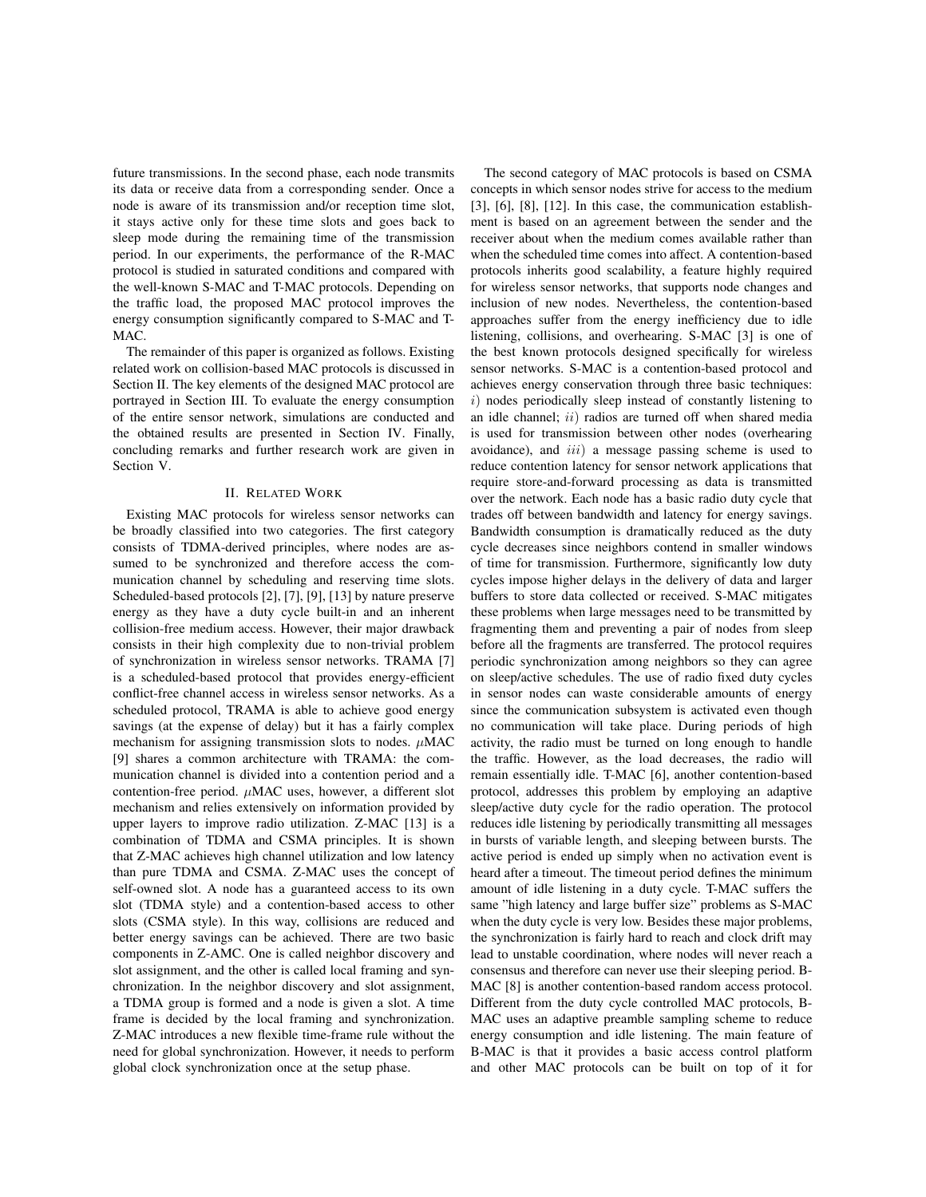future transmissions. In the second phase, each node transmits its data or receive data from a corresponding sender. Once a node is aware of its transmission and/or reception time slot, it stays active only for these time slots and goes back to sleep mode during the remaining time of the transmission period. In our experiments, the performance of the R-MAC protocol is studied in saturated conditions and compared with the well-known S-MAC and T-MAC protocols. Depending on the traffic load, the proposed MAC protocol improves the energy consumption significantly compared to S-MAC and T-MAC.

The remainder of this paper is organized as follows. Existing related work on collision-based MAC protocols is discussed in Section II. The key elements of the designed MAC protocol are portrayed in Section III. To evaluate the energy consumption of the entire sensor network, simulations are conducted and the obtained results are presented in Section IV. Finally, concluding remarks and further research work are given in Section V.

## II. Related Work

Existing MAC protocols for wireless sensor networks can be broadly classified into two categories. The first category consists of TDMA-derived principles, where nodes are assumed to be synchronized and therefore access the communication channel by scheduling and reserving time slots. Scheduled-based protocols [2], [7], [9], [13] by nature preserve energy as they have a duty cycle built-in and an inherent collision-free medium access. However, their major drawback consists in their high complexity due to non-trivial problem of synchronization in wireless sensor networks. TRAMA [7] is a scheduled-based protocol that provides energy-efficient conflict-free channel access in wireless sensor networks. As a scheduled protocol, TRAMA is able to achieve good energy savings (at the expense of delay) but it has a fairly complex mechanism for assigning transmission slots to nodes. $\mu$MAC [9] shares a common architecture with TRAMA: the communication channel is divided into a contention period and a contention-free period. $\mu$MAC uses, however, a different slot mechanism and relies extensively on information provided by upper layers to improve radio utilization. Z-MAC [13] is a combination of TDMA and CSMA principles. It is shown that Z-MAC achieves high channel utilization and low latency than pure TDMA and CSMA. Z-MAC uses the concept of self-owned slot. A node has a guaranteed access to its own slot (TDMA style) and a contention-based access to other slots (CSMA style). In this way, collisions are reduced and better energy savings can be achieved. There are two basic components in Z-AMC. One is called neighbor discovery and slot assignment, and the other is called local framing and synchronization. In the neighbor discovery and slot assignment, a TDMA group is formed and a node is given a slot. A time frame is decided by the local framing and synchronization. Z-MAC introduces a new flexible time-frame rule without the need for global synchronization. However, it needs to perform global clock synchronization once at the setup phase.

The second category of MAC protocols is based on CSMA concepts in which sensor nodes strive for access to the medium [3], [6], [8], [12]. In this case, the communication establishment is based on an agreement between the sender and the receiver about when the medium comes available rather than when the scheduled time comes into affect. A contention-based protocols inherits good scalability, a feature highly required for wireless sensor networks, that supports node changes and inclusion of new nodes. Nevertheless, the contention-based approaches suffer from the energy inefficiency due to idle listening, collisions, and overhearing. S-MAC [3] is one of the best known protocols designed specifically for wireless sensor networks. S-MAC is a contention-based protocol and achieves energy conservation through three basic techniques: $i$) nodes periodically sleep instead of constantly listening to an idle channel; $ii$) radios are turned off when shared media is used for transmission between other nodes (overhearing avoidance), and $iii$) a message passing scheme is used to reduce contention latency for sensor network applications that require store-and-forward processing as data is transmitted over the network. Each node has a basic radio duty cycle that trades off between bandwidth and latency for energy savings. Bandwidth consumption is dramatically reduced as the duty cycle decreases since neighbors contend in smaller windows of time for transmission. Furthermore, significantly low duty cycles impose higher delays in the delivery of data and larger buffers to store data collected or received. S-MAC mitigates these problems when large messages need to be transmitted by fragmenting them and preventing a pair of nodes from sleep before all the fragments are transferred. The protocol requires periodic synchronization among neighbors so they can agree on sleep/active schedules. The use of radio fixed duty cycles in sensor nodes can waste considerable amounts of energy since the communication subsystem is activated even though no communication will take place. During periods of high activity, the radio must be turned on long enough to handle the traffic. However, as the load decreases, the radio will remain essentially idle. T-MAC [6], another contention-based protocol, addresses this problem by employing an adaptive sleep/active duty cycle for the radio operation. The protocol reduces idle listening by periodically transmitting all messages in bursts of variable length, and sleeping between bursts. The active period is ended up simply when no activation event is heard after a timeout. The timeout period defines the minimum amount of idle listening in a duty cycle. T-MAC suffers the same "high latency and large buffer size" problems as S-MAC when the duty cycle is very low. Besides these major problems, the synchronization is fairly hard to reach and clock drift may lead to unstable coordination, where nodes will never reach a consensus and therefore can never use their sleeping period. B-MAC [8] is another contention-based random access protocol. Different from the duty cycle controlled MAC protocols, B-MAC uses an adaptive preamble sampling scheme to reduce energy consumption and idle listening. The main feature of B-MAC is that it provides a basic access control platform and other MAC protocols can be built on top of it for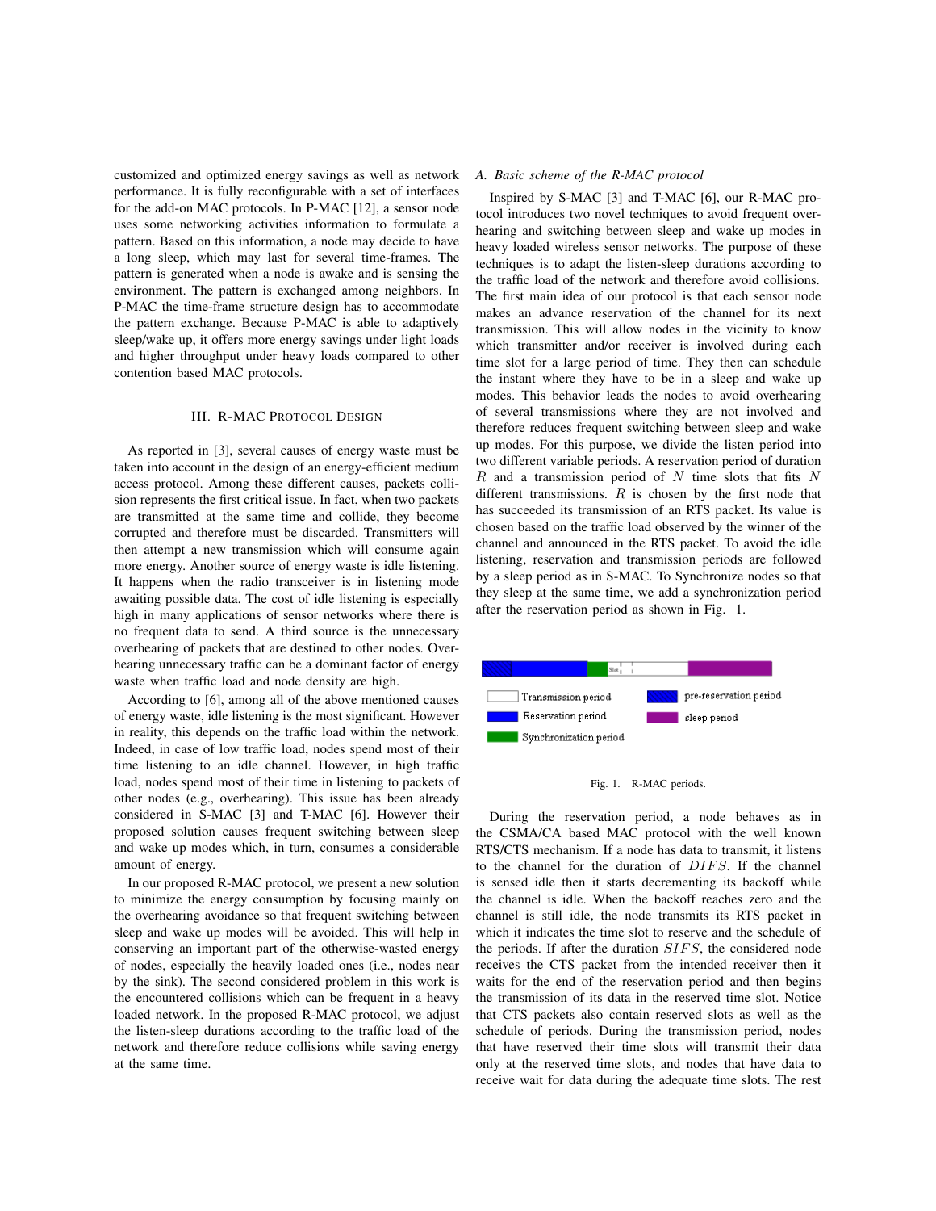customized and optimized energy savings as well as network performance. It is fully reconfigurable with a set of interfaces for the add-on MAC protocols. In P-MAC [12], a sensor node uses some networking activities information to formulate a pattern. Based on this information, a node may decide to have a long sleep, which may last for several time-frames. The pattern is generated when a node is awake and is sensing the environment. The pattern is exchanged among neighbors. In P-MAC the time-frame structure design has to accommodate the pattern exchange. Because P-MAC is able to adaptively sleep/wake up, it offers more energy savings under light loads and higher throughput under heavy loads compared to other contention based MAC protocols.

## III. R-MAC Protocol Design

As reported in [3], several causes of energy waste must be taken into account in the design of an energy-efficient medium access protocol. Among these different causes, packets collision represents the first critical issue. In fact, when two packets are transmitted at the same time and collide, they become corrupted and therefore must be discarded. Transmitters will then attempt a new transmission which will consume again more energy. Another source of energy waste is idle listening. It happens when the radio transceiver is in listening mode awaiting possible data. The cost of idle listening is especially high in many applications of sensor networks where there is no frequent data to send. A third source is the unnecessary overhearing of packets that are destined to other nodes. Overhearing unnecessary traffic can be a dominant factor of energy waste when traffic load and node density are high.

According to [6], among all of the above mentioned causes of energy waste, idle listening is the most significant. However in reality, this depends on the traffic load within the network. Indeed, in case of low traffic load, nodes spend most of their time listening to an idle channel. However, in high traffic load, nodes spend most of their time in listening to packets of other nodes (e.g., overhearing). This issue has been already considered in S-MAC [3] and T-MAC [6]. However their proposed solution causes frequent switching between sleep and wake up modes which, in turn, consumes a considerable amount of energy.

In our proposed R-MAC protocol, we present a new solution to minimize the energy consumption by focusing mainly on the overhearing avoidance so that frequent switching between sleep and wake up modes will be avoided. This will help in conserving an important part of the otherwise-wasted energy of nodes, especially the heavily loaded ones (i.e., nodes near by the sink). The second considered problem in this work is the encountered collisions which can be frequent in a heavy loaded network. In the proposed R-MAC protocol, we adjust the listen-sleep durations according to the traffic load of the network and therefore reduce collisions while saving energy at the same time.

### A. Basic scheme of the R-MAC protocol

Inspired by S-MAC [3] and T-MAC [6], our R-MAC protocol introduces two novel techniques to avoid frequent overhearing and switching between sleep and wake up modes in heavy loaded wireless sensor networks. The purpose of these techniques is to adapt the listen-sleep durations according to the traffic load of the network and therefore avoid collisions. The first main idea of our protocol is that each sensor node makes an advance reservation of the channel for its next transmission. This will allow nodes in the vicinity to know which transmitter and/or receiver is involved during each time slot for a large period of time. They then can schedule the instant where they have to be in a sleep and wake up modes. This behavior leads the nodes to avoid overhearing of several transmissions where they are not involved and therefore reduces frequent switching between sleep and wake up modes. For this purpose, we divide the listen period into two different variable periods. A reservation period of duration $R$ and a transmission period of $N$ time slots that fits $N$ different transmissions. $R$ is chosen by the first node that has succeeded its transmission of an RTS packet. Its value is chosen based on the traffic load observed by the winner of the channel and announced in the RTS packet. To avoid the idle listening, reservation and transmission periods are followed by a sleep period as in S-MAC. To Synchronize nodes so that they sleep at the same time, we add a synchronization period after the reservation period as shown in Fig. 1.

Transmission period | pre-reservation period | Reservation period | sleep period | Synchronization period

Fig. 1. R-MAC periods.

During the reservation period, a node behaves as in the CSMA/CA based MAC protocol with the well known RTS/CTS mechanism. If a node has data to transmit, it listens to the channel for the duration of $DIFS$. If the channel is sensed idle then it starts decrementing its backoff while the channel is idle. When the backoff reaches zero and the channel is still idle, the node transmits its RTS packet in which it indicates the time slot to reserve and the schedule of the periods. If after the duration $SIFS$, the considered node receives the CTS packet from the intended receiver then it waits for the end of the reservation period and then begins the transmission of its data in the reserved time slot. Notice that CTS packets also contain reserved slots as well as the schedule of periods. During the transmission period, nodes that have reserved their time slots will transmit their data only at the reserved time slots, and nodes that have data to receive wait for data during the adequate time slots. The rest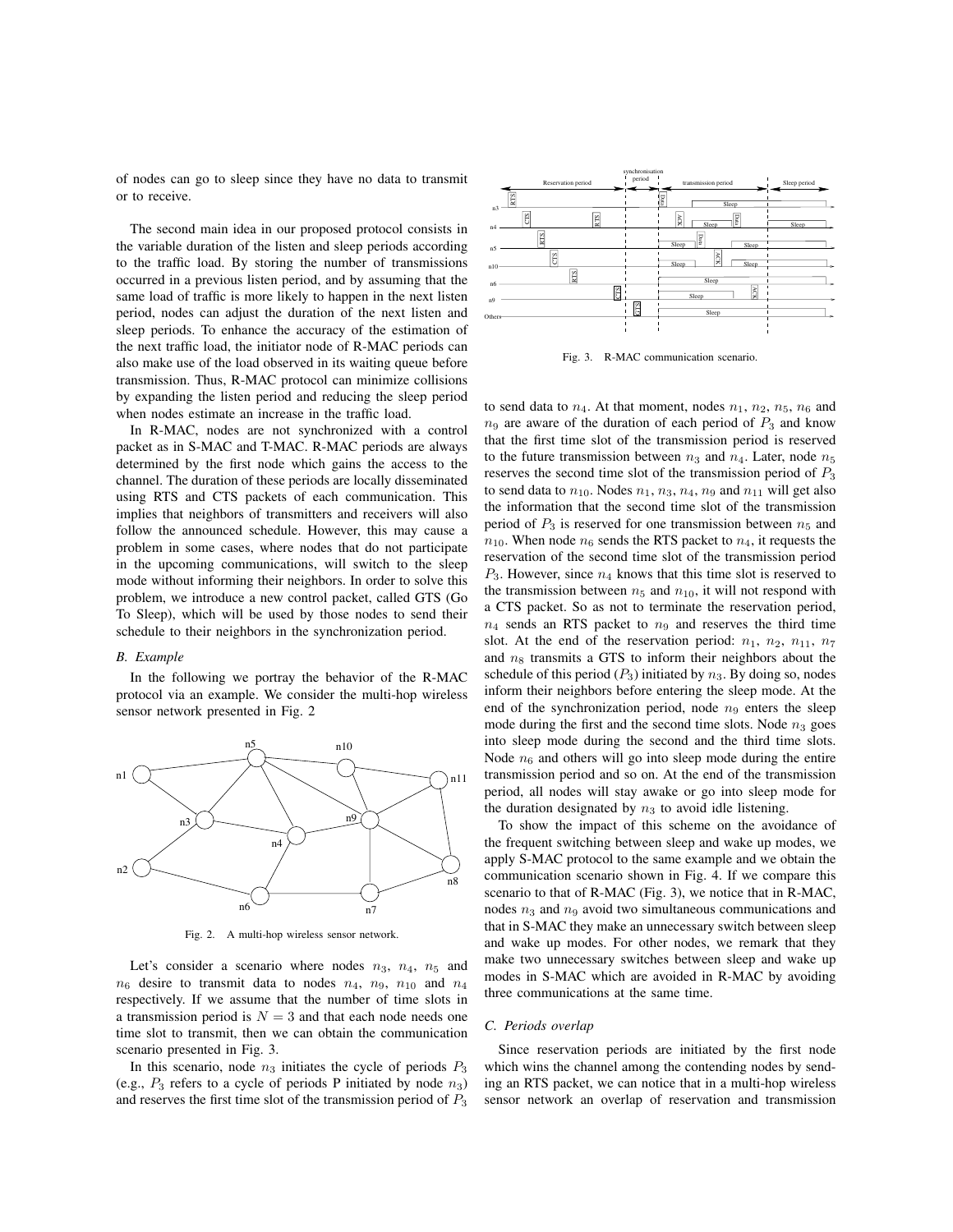of nodes can go to sleep since they have no data to transmit or to receive.

The second main idea in our proposed protocol consists in the variable duration of the listen and sleep periods according to the traffic load. By storing the number of transmissions occurred in a previous listen period, and by assuming that the same load of traffic is more likely to happen in the next listen period, nodes can adjust the duration of the next listen and sleep periods. To enhance the accuracy of the estimation of the next traffic load, the initiator node of R-MAC periods can also make use of the load observed in its waiting queue before transmission. Thus, R-MAC protocol can minimize collisions by expanding the listen period and reducing the sleep period when nodes estimate an increase in the traffic load.

In R-MAC, nodes are not synchronized with a control packet as in S-MAC and T-MAC. R-MAC periods are always determined by the first node which gains the access to the channel. The duration of these periods are locally disseminated using RTS and CTS packets of each communication. This implies that neighbors of transmitters and receivers will also follow the announced schedule. However, this may cause a problem in some cases, where nodes that do not participate in the upcoming communications, will switch to the sleep mode without informing their neighbors. In order to solve this problem, we introduce a new control packet, called GTS (Go To Sleep), which will be used by those nodes to send their schedule to their neighbors in the synchronization period.

### B. Example

In the following we portray the behavior of the R-MAC protocol via an example. We consider the multi-hop wireless sensor network presented in Fig. 2

Fig. 2. A multi-hop wireless sensor network.

Let's consider a scenario where nodes $n_3$, $n_4$, $n_5$ and $n_6$ desire to transmit data to nodes $n_4$, $n_9$, $n_{10}$ and $n_4$ respectively. If we assume that the number of time slots in a transmission period is $N = 3$ and that each node needs one time slot to transmit, then we can obtain the communication scenario presented in Fig. 3.

In this scenario, node $n_3$ initiates the cycle of periods $P_3$ (e.g., $P_3$ refers to a cycle of periods P initiated by node $n_3$) and reserves the first time slot of the transmission period of $P_3$ to send data to $n_4$. At that moment, nodes $n_1$, $n_2$, $n_5$, $n_6$ and $n_9$ are aware of the duration of each period of $P_3$ and know that the first time slot of the transmission period is reserved to the future transmission between $n_3$ and $n_4$. Later, node $n_5$ reserves the second time slot of the transmission period of $P_3$ to send data to $n_{10}$. Nodes $n_1$, $n_3$, $n_4$, $n_9$ and $n_{11}$ will get also the information that the second time slot of the transmission period of $P_3$ is reserved for one transmission between $n_5$ and $n_{10}$. When node $n_6$ sends the RTS packet to $n_4$, it requests the reservation of the second time slot of the transmission period $P_3$. However, since $n_4$ knows that this time slot is reserved to the transmission between $n_5$ and $n_{10}$, it will not respond with a CTS packet. So as not to terminate the reservation period, $n_4$ sends an RTS packet to $n_9$ and reserves the third time slot. At the end of the reservation period: $n_1$, $n_2$, $n_{11}$, $n_7$ and $n_8$ transmits a GTS to inform their neighbors about the schedule of this period ($P_3$) initiated by $n_3$. By doing so, nodes inform their neighbors before entering the sleep mode. At the end of the synchronization period, node $n_9$ enters the sleep mode during the first and the second time slots. Node $n_3$ goes into sleep mode during the second and the third time slots. Node $n_6$ and others will go into sleep mode during the entire transmission period and so on. At the end of the transmission period, all nodes will stay awake or go into sleep mode for the duration designated by $n_3$ to avoid idle listening.

Fig. 3. R-MAC communication scenario.

To show the impact of this scheme on the avoidance of the frequent switching between sleep and wake up modes, we apply S-MAC protocol to the same example and we obtain the communication scenario shown in Fig. 4. If we compare this scenario to that of R-MAC (Fig. 3), we notice that in R-MAC, nodes $n_3$ and $n_9$ avoid two simultaneous communications and that in S-MAC they make an unnecessary switch between sleep and wake up modes. For other nodes, we remark that they make two unnecessary switches between sleep and wake up modes in S-MAC which are avoided in R-MAC by avoiding three communications at the same time.

### C. Periods overlap

Since reservation periods are initiated by the first node which wins the channel among the contending nodes by sending an RTS packet, we can notice that in a multi-hop wireless sensor network an overlap of reservation and transmission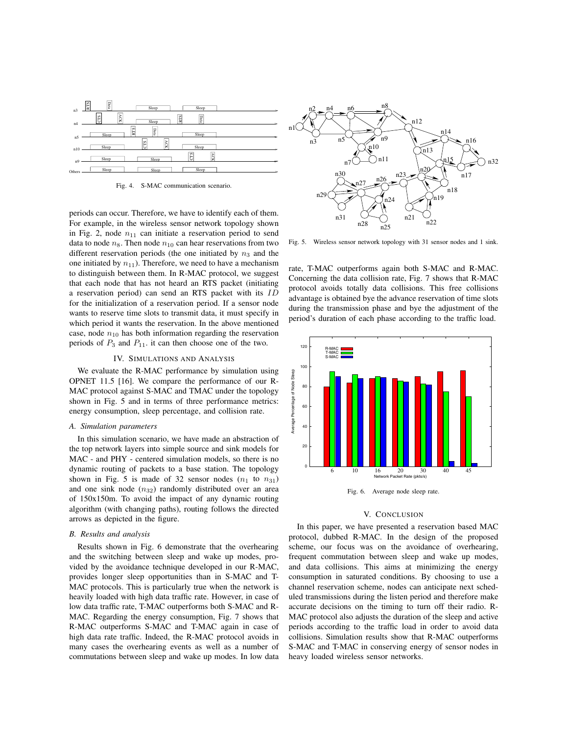Fig. 4. S-MAC communication scenario.

periods can occur. Therefore, we have to identify each of them. For example, in the wireless sensor network topology shown in Fig. 2, node $n_{11}$ can initiate a reservation period to send data to node $n_8$. Then node $n_{10}$ can hear reservations from two different reservation periods (the one initiated by $n_3$ and the one initiated by $n_{11}$). Therefore, we need to have a mechanism to distinguish between them. In R-MAC protocol, we suggest that each node that has not heard an RTS packet (initiating a reservation period) can send an RTS packet with its $ID$ for the initialization of a reservation period. If a sensor node wants to reserve time slots to transmit data, it must specify in which period it wants the reservation. In the above mentioned case, node $n_{10}$ has both information regarding the reservation periods of $P_3$ and $P_{11}$. it can then choose one of the two.

## IV. Simulations and Analysis

We evaluate the R-MAC performance by simulation using OPNET 11.5 [16]. We compare the performance of our R-MAC protocol against S-MAC and TMAC under the topology shown in Fig. 5 and in terms of three performance metrics: energy consumption, sleep percentage, and collision rate.

### A. Simulation parameters

In this simulation scenario, we have made an abstraction of the top network layers into simple source and sink models for MAC - and PHY - centered simulation models, so there is no dynamic routing of packets to a base station. The topology shown in Fig. 5 is made of 32 sensor nodes ($n_1$ to $n_{31}$) and one sink node ($n_{32}$) randomly distributed over an area of 150x150m. To avoid the impact of any dynamic routing algorithm (with changing paths), routing follows the directed arrows as depicted in the figure.

### B. Results and analysis

Results shown in Fig. 6 demonstrate that the overhearing and the switching between sleep and wake up modes, provided by the avoidance technique developed in our R-MAC, provides longer sleep opportunities than in S-MAC and T-MAC protocols. This is particularly true when the network is heavily loaded with high data traffic rate. However, in case of low data traffic rate, T-MAC outperforms both S-MAC and R-MAC. Regarding the energy consumption, Fig. 7 shows that R-MAC outperforms S-MAC and T-MAC again in case of high data rate traffic. Indeed, the R-MAC protocol avoids in many cases the overhearing events as well as a number of commutations between sleep and wake up modes. In low data rate, T-MAC outperforms again both S-MAC and R-MAC. Concerning the data collision rate, Fig. 7 shows that R-MAC protocol avoids totally data collisions. This free collisions advantage is obtained bye the advance reservation of time slots during the transmission phase and bye the adjustment of the period's duration of each phase according to the traffic load.

Fig. 5. Wireless sensor network topology with 31 sensor nodes and 1 sink.

Fig. 6. Average node sleep rate.

## V. Conclusion

In this paper, we have presented a reservation based MAC protocol, dubbed R-MAC. In the design of the proposed scheme, our focus was on the avoidance of overhearing, frequent commutation between sleep and wake up modes, and data collisions. This aims at minimizing the energy consumption in saturated conditions. By choosing to use a channel reservation scheme, nodes can anticipate next scheduled transmissions during the listen period and therefore make accurate decisions on the timing to turn off their radio. R-MAC protocol also adjusts the duration of the sleep and active periods according to the traffic load in order to avoid data collisions. Simulation results show that R-MAC outperforms S-MAC and T-MAC in conserving energy of sensor nodes in heavy loaded wireless sensor networks.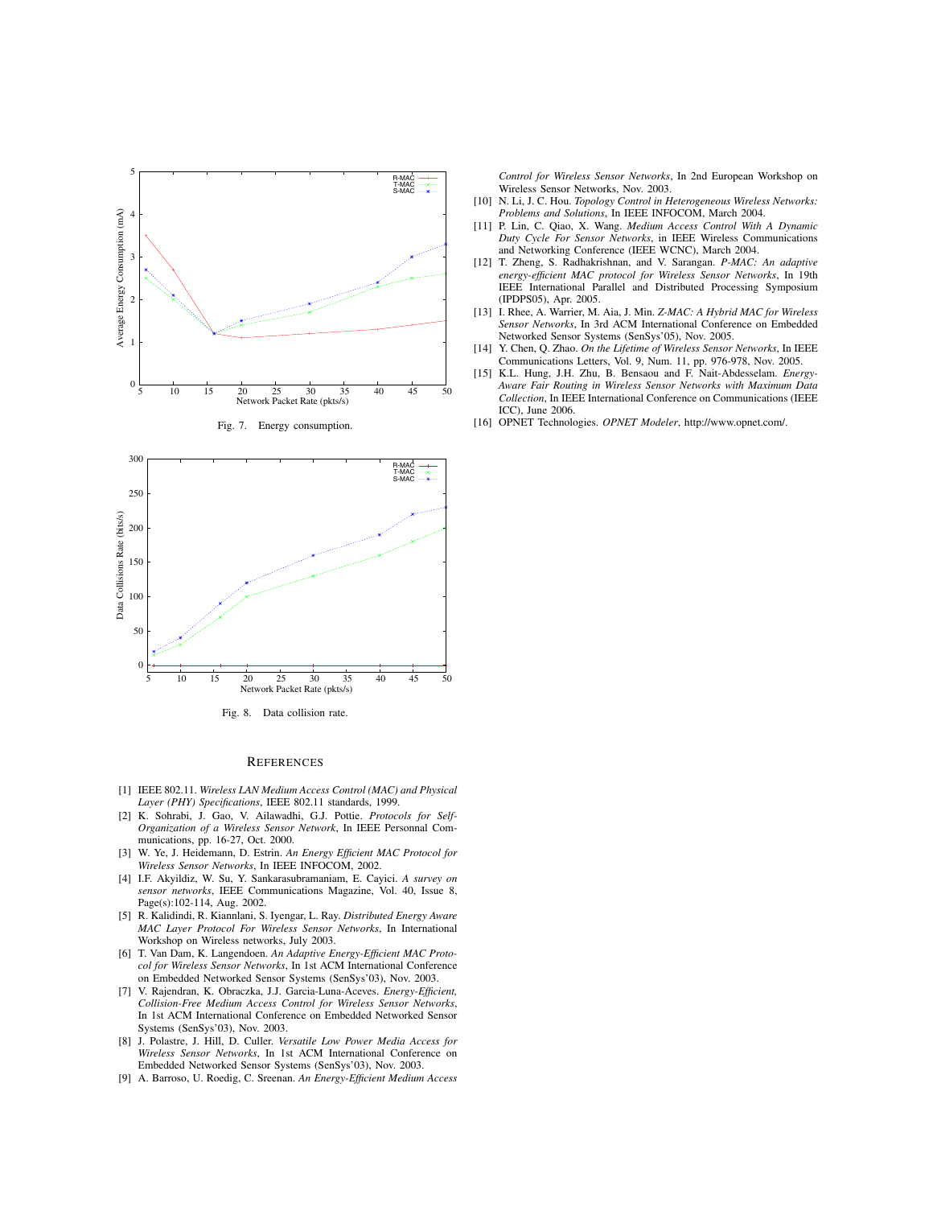5

4

3

2

1

0

5 10 15 20 25 30 35 40 45 50

Average Energy Consumption (mA)

Network Packet Rate (pkts/s)

R-MAC
T-MAC
S-MAC

Fig. 7. Energy consumption.

300

250

200

150

100

50

0

5 10 15 20 25 30 35 40 45 50

Data Collisions Rate (hits/s)

Network Packet Rate (pkts/s)

R-MAC
T-MAC
S-MAC

Fig. 8. Data collision rate.

# REFERENCES

[1] IEEE 802.11. *Wireless LAN Medium Access Control (MAC) and Physical Layer (PHY) Specifications*, IEEE 802.11 standards, 1999.

[2] K. Sohrabi, J. Gao, V. Ailawadhi, G.J. Pottie. *Protocols for Self-Organization of a Wireless Sensor Network*, In IEEE Personnal Communications, pp. 16-27, Oct. 2000.

[3] W. Ye, J. Heidemann, D. Estrin. *An Energy Efficient MAC Protocol for Wireless Sensor Networks*, In IEEE INFOCOM, 2002.

[4] I.F. Akyildiz, W. Su, Y. Sankarasubramaniam, E. Cayici. *A survey on sensor networks*, IEEE Communications Magazine, Vol. 40, Issue 8, Page(s):102-114, Aug. 2002.

[5] R. Kalidindi, R. Kiannlani, S. Iyengar, L. Ray. *Distributed Energy Aware MAC Layer Protocol For Wireless Sensor Networks*, In International Workshop on Wireless networks, July 2003.

[6] T. Van Dam, K. Langendoen. *An Adaptive Energy-Efficient MAC Protocol for Wireless Sensor Networks*, In 1st ACM International Conference on Embedded Networked Sensor Systems (SenSys'03), Nov. 2003.

[7] V. Rajendran, K. Obraczka, J.J. Garcia-Luna-Aceves. *Energy-Efficient, Collision-Free Medium Access Control for Wireless Sensor Networks*, In 1st ACM International Conference on Embedded Networked Sensor Systems (SenSys'03), Nov. 2003.

[8] J. Polastre, J. Hill, D. Culler. *Versatile Low Power Media Access for Wireless Sensor Networks*, In 1st ACM International Conference on Embedded Networked Sensor Systems (SenSys'03), Nov. 2003.

[9] A. Barroso, U. Roedig, C. Sreenan. *An Energy-Efficient Medium Access Control for Wireless Sensor Networks*, In 2nd European Workshop on Wireless Sensor Networks, Nov. 2003.

[10] N. Li, J. C. Hou. *Topology Control in Heterogeneous Wireless Networks: Problems and Solutions*, In IEEE INFOCOM, March 2004.

[11] P. Lin, C. Qiao, X. Wang. *Medium Access Control With A Dynamic Duty Cycle For Sensor Networks*, in IEEE Wireless Communications and Networking Conference (IEEE WCNC), March 2004.

[12] T. Zheng, S. Radhakrishnan, and V. Sarangan. *P-MAC: An adaptive energy-efficient MAC protocol for Wireless Sensor Networks*, In 19th IEEE International Parallel and Distributed Processing Symposium (IPDPS05), Apr. 2005.

[13] I. Rhee, A. Warrier, M. Aia, J. Min. *Z-MAC: A Hybrid MAC for Wireless Sensor Networks*, In 3rd ACM International Conference on Embedded Networked Sensor Systems (SenSys'05), Nov. 2005.

[14] Y. Chen, Q. Zhao. *On the Lifetime of Wireless Sensor Networks*, In IEEE Communications Letters, Vol. 9, Num. 11, pp. 976-978, Nov. 2005.

[15] K.L. Hung, J.H. Zhu, B. Bensaou and F. Nait-Abdesselam. *Energy-Aware Fair Routing in Wireless Sensor Networks with Maximum Data Collection*, In IEEE International Conference on Communications (IEEE ICC), June 2006.

[16] OPNET Technologies. *OPNET Modeler*, http://www.opnet.com/.